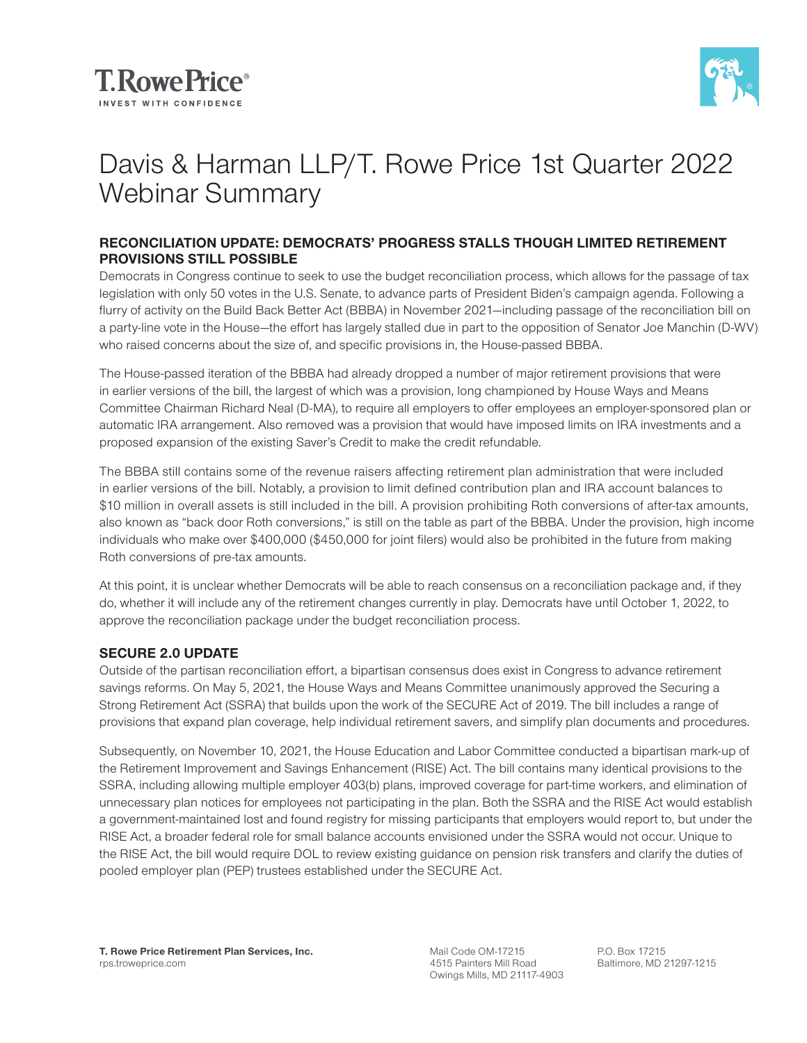# Davis & Harman LLP/T. Rowe Price 1st Quarter 2022 Webinar Summary

## RECONCILIATION UPDATE: DEMOCRATS' PROGRESS STALLS THOUGH LIMITED RETIREMENT PROVISIONS STILL POSSIBLE

Democrats in Congress continue to seek to use the budget reconciliation process, which allows for the passage of tax legislation with only 50 votes in the U.S. Senate, to advance parts of President Biden's campaign agenda. Following a flurry of activity on the Build Back Better Act (BBBA) in November 2021—including passage of the reconciliation bill on a party-line vote in the House—the effort has largely stalled due in part to the opposition of Senator Joe Manchin (D-WV) who raised concerns about the size of, and specific provisions in, the House-passed BBBA.

The House-passed iteration of the BBBA had already dropped a number of major retirement provisions that were in earlier versions of the bill, the largest of which was a provision, long championed by House Ways and Means Committee Chairman Richard Neal (D-MA), to require all employers to offer employees an employer-sponsored plan or automatic IRA arrangement. Also removed was a provision that would have imposed limits on IRA investments and a proposed expansion of the existing Saver's Credit to make the credit refundable.

The BBBA still contains some of the revenue raisers affecting retirement plan administration that were included in earlier versions of the bill. Notably, a provision to limit defined contribution plan and IRA account balances to $10 million in overall assets is still included in the bill. A provision prohibiting Roth conversions of after-tax amounts, also known as "back door Roth conversions," is still on the table as part of the BBBA. Under the provision, high income individuals who make over $400,000 ($450,000 for joint filers) would also be prohibited in the future from making Roth conversions of pre-tax amounts.

At this point, it is unclear whether Democrats will be able to reach consensus on a reconciliation package and, if they do, whether it will include any of the retirement changes currently in play. Democrats have until October 1, 2022, to approve the reconciliation package under the budget reconciliation process.

## SECURE 2.0 UPDATE

Outside of the partisan reconciliation effort, a bipartisan consensus does exist in Congress to advance retirement savings reforms. On May 5, 2021, the House Ways and Means Committee unanimously approved the Securing a Strong Retirement Act (SSRA) that builds upon the work of the SECURE Act of 2019. The bill includes a range of provisions that expand plan coverage, help individual retirement savers, and simplify plan documents and procedures.

Subsequently, on November 10, 2021, the House Education and Labor Committee conducted a bipartisan mark-up of the Retirement Improvement and Savings Enhancement (RISE) Act. The bill contains many identical provisions to the SSRA, including allowing multiple employer 403(b) plans, improved coverage for part-time workers, and elimination of unnecessary plan notices for employees not participating in the plan. Both the SSRA and the RISE Act would establish a government-maintained lost and found registry for missing participants that employers would report to, but under the RISE Act, a broader federal role for small balance accounts envisioned under the SSRA would not occur. Unique to the RISE Act, the bill would require DOL to review existing guidance on pension risk transfers and clarify the duties of pooled employer plan (PEP) trustees established under the SECURE Act.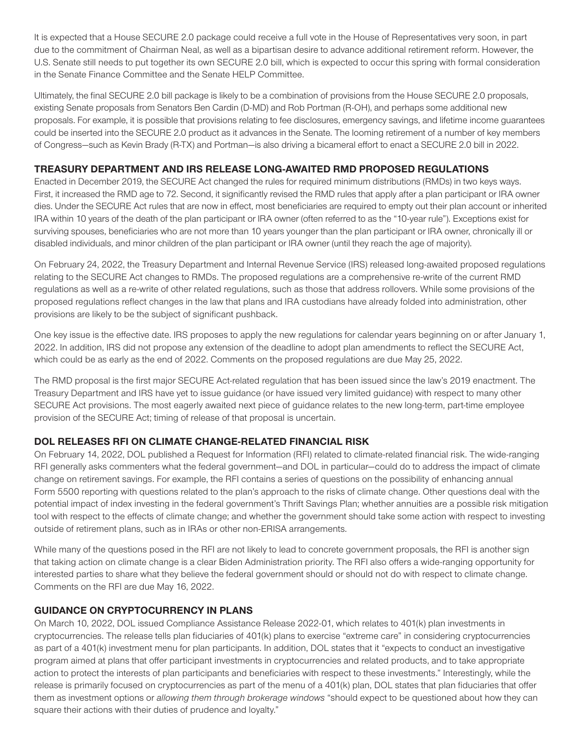It is expected that a House SECURE 2.0 package could receive a full vote in the House of Representatives very soon, in part due to the commitment of Chairman Neal, as well as a bipartisan desire to advance additional retirement reform. However, the U.S. Senate still needs to put together its own SECURE 2.0 bill, which is expected to occur this spring with formal consideration in the Senate Finance Committee and the Senate HELP Committee.

Ultimately, the final SECURE 2.0 bill package is likely to be a combination of provisions from the House SECURE 2.0 proposals, existing Senate proposals from Senators Ben Cardin (D-MD) and Rob Portman (R-OH), and perhaps some additional new proposals. For example, it is possible that provisions relating to fee disclosures, emergency savings, and lifetime income guarantees could be inserted into the SECURE 2.0 product as it advances in the Senate. The looming retirement of a number of key members of Congress—such as Kevin Brady (R-TX) and Portman—is also driving a bicameral effort to enact a SECURE 2.0 bill in 2022.

## TREASURY DEPARTMENT AND IRS RELEASE LONG-AWAITED RMD PROPOSED REGULATIONS

Enacted in December 2019, the SECURE Act changed the rules for required minimum distributions (RMDs) in two keys ways. First, it increased the RMD age to 72. Second, it significantly revised the RMD rules that apply after a plan participant or IRA owner dies. Under the SECURE Act rules that are now in effect, most beneficiaries are required to empty out their plan account or inherited IRA within 10 years of the death of the plan participant or IRA owner (often referred to as the "10-year rule"). Exceptions exist for surviving spouses, beneficiaries who are not more than 10 years younger than the plan participant or IRA owner, chronically ill or disabled individuals, and minor children of the plan participant or IRA owner (until they reach the age of majority).

On February 24, 2022, the Treasury Department and Internal Revenue Service (IRS) released long-awaited proposed regulations relating to the SECURE Act changes to RMDs. The proposed regulations are a comprehensive re-write of the current RMD regulations as well as a re-write of other related regulations, such as those that address rollovers. While some provisions of the proposed regulations reflect changes in the law that plans and IRA custodians have already folded into administration, other provisions are likely to be the subject of significant pushback.

One key issue is the effective date. IRS proposes to apply the new regulations for calendar years beginning on or after January 1, 2022. In addition, IRS did not propose any extension of the deadline to adopt plan amendments to reflect the SECURE Act, which could be as early as the end of 2022. Comments on the proposed regulations are due May 25, 2022.

The RMD proposal is the first major SECURE Act-related regulation that has been issued since the law's 2019 enactment. The Treasury Department and IRS have yet to issue guidance (or have issued very limited guidance) with respect to many other SECURE Act provisions. The most eagerly awaited next piece of guidance relates to the new long-term, part-time employee provision of the SECURE Act; timing of release of that proposal is uncertain.

## DOL RELEASES RFI ON CLIMATE CHANGE-RELATED FINANCIAL RISK

On February 14, 2022, DOL published a Request for Information (RFI) related to climate-related financial risk. The wide-ranging RFI generally asks commenters what the federal government—and DOL in particular—could do to address the impact of climate change on retirement savings. For example, the RFI contains a series of questions on the possibility of enhancing annual Form 5500 reporting with questions related to the plan's approach to the risks of climate change. Other questions deal with the potential impact of index investing in the federal government's Thrift Savings Plan; whether annuities are a possible risk mitigation tool with respect to the effects of climate change; and whether the government should take some action with respect to investing outside of retirement plans, such as in IRAs or other non-ERISA arrangements.

While many of the questions posed in the RFI are not likely to lead to concrete government proposals, the RFI is another sign that taking action on climate change is a clear Biden Administration priority. The RFI also offers a wide-ranging opportunity for interested parties to share what they believe the federal government should or should not do with respect to climate change. Comments on the RFI are due May 16, 2022.

## GUIDANCE ON CRYPTOCURRENCY IN PLANS

On March 10, 2022, DOL issued Compliance Assistance Release 2022-01, which relates to 401(k) plan investments in cryptocurrencies. The release tells plan fiduciaries of 401(k) plans to exercise "extreme care" in considering cryptocurrencies as part of a 401(k) investment menu for plan participants. In addition, DOL states that it "expects to conduct an investigative program aimed at plans that offer participant investments in cryptocurrencies and related products, and to take appropriate action to protect the interests of plan participants and beneficiaries with respect to these investments." Interestingly, while the release is primarily focused on cryptocurrencies as part of the menu of a 401(k) plan, DOL states that plan fiduciaries that offer them as investment options or *allowing them through brokerage windows* "should expect to be questioned about how they can square their actions with their duties of prudence and loyalty."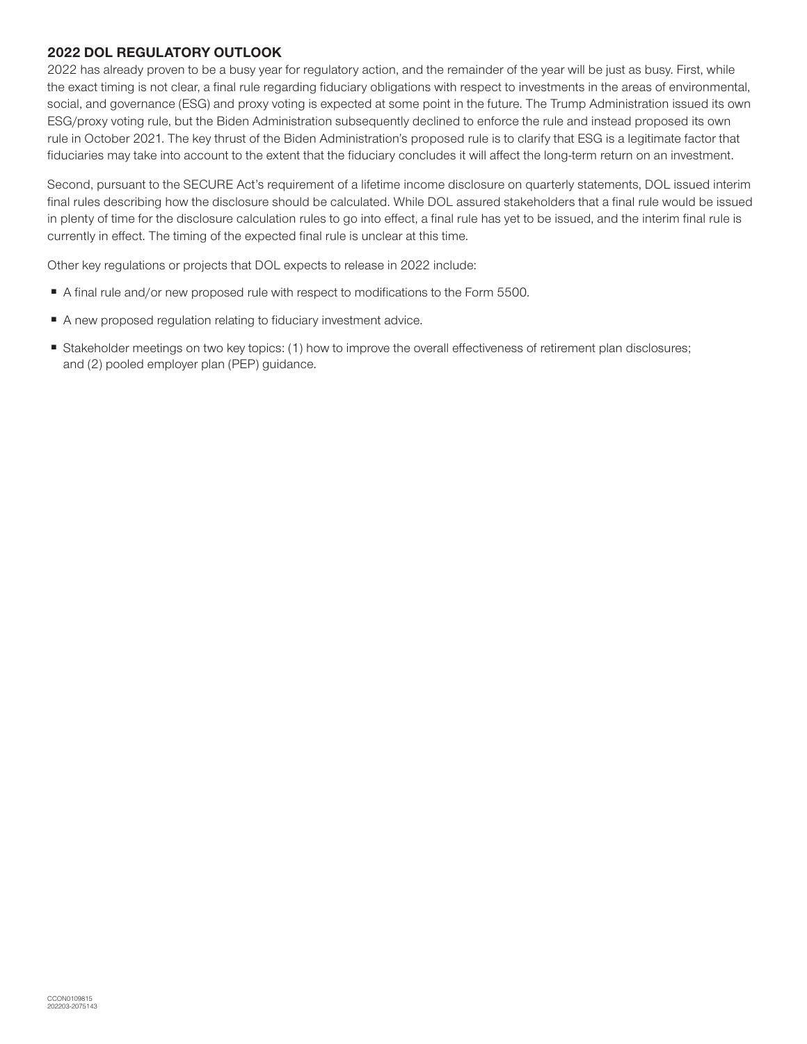## 2022 DOL REGULATORY OUTLOOK

2022 has already proven to be a busy year for regulatory action, and the remainder of the year will be just as busy. First, while the exact timing is not clear, a final rule regarding fiduciary obligations with respect to investments in the areas of environmental, social, and governance (ESG) and proxy voting is expected at some point in the future. The Trump Administration issued its own ESG/proxy voting rule, but the Biden Administration subsequently declined to enforce the rule and instead proposed its own rule in October 2021. The key thrust of the Biden Administration's proposed rule is to clarify that ESG is a legitimate factor that fiduciaries may take into account to the extent that the fiduciary concludes it will affect the long-term return on an investment.

Second, pursuant to the SECURE Act's requirement of a lifetime income disclosure on quarterly statements, DOL issued interim final rules describing how the disclosure should be calculated. While DOL assured stakeholders that a final rule would be issued in plenty of time for the disclosure calculation rules to go into effect, a final rule has yet to be issued, and the interim final rule is currently in effect. The timing of the expected final rule is unclear at this time.

Other key regulations or projects that DOL expects to release in 2022 include:

- A final rule and/or new proposed rule with respect to modifications to the Form 5500.
- A new proposed regulation relating to fiduciary investment advice.
- Stakeholder meetings on two key topics: (1) how to improve the overall effectiveness of retirement plan disclosures; and (2) pooled employer plan (PEP) guidance.

CCON0109815
202203-2075143